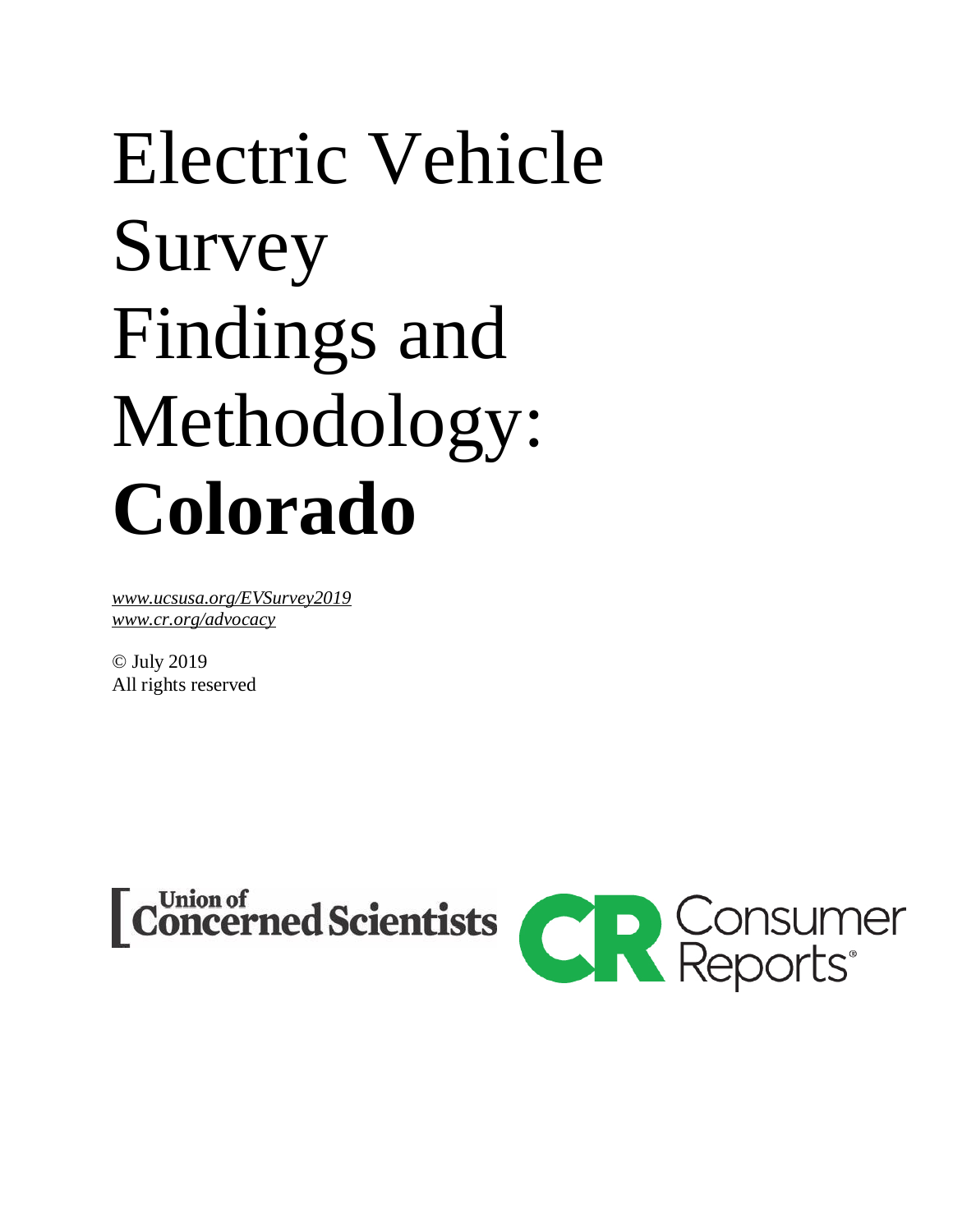# Electric Vehicle Survey Findings and Methodology: **Colorado**

*www.ucsusa.org/EVSurvey2019*
*www.cr.org/advocacy*

© July 2019
All rights reserved

Union of Concerned Scientists

Consumer Reports®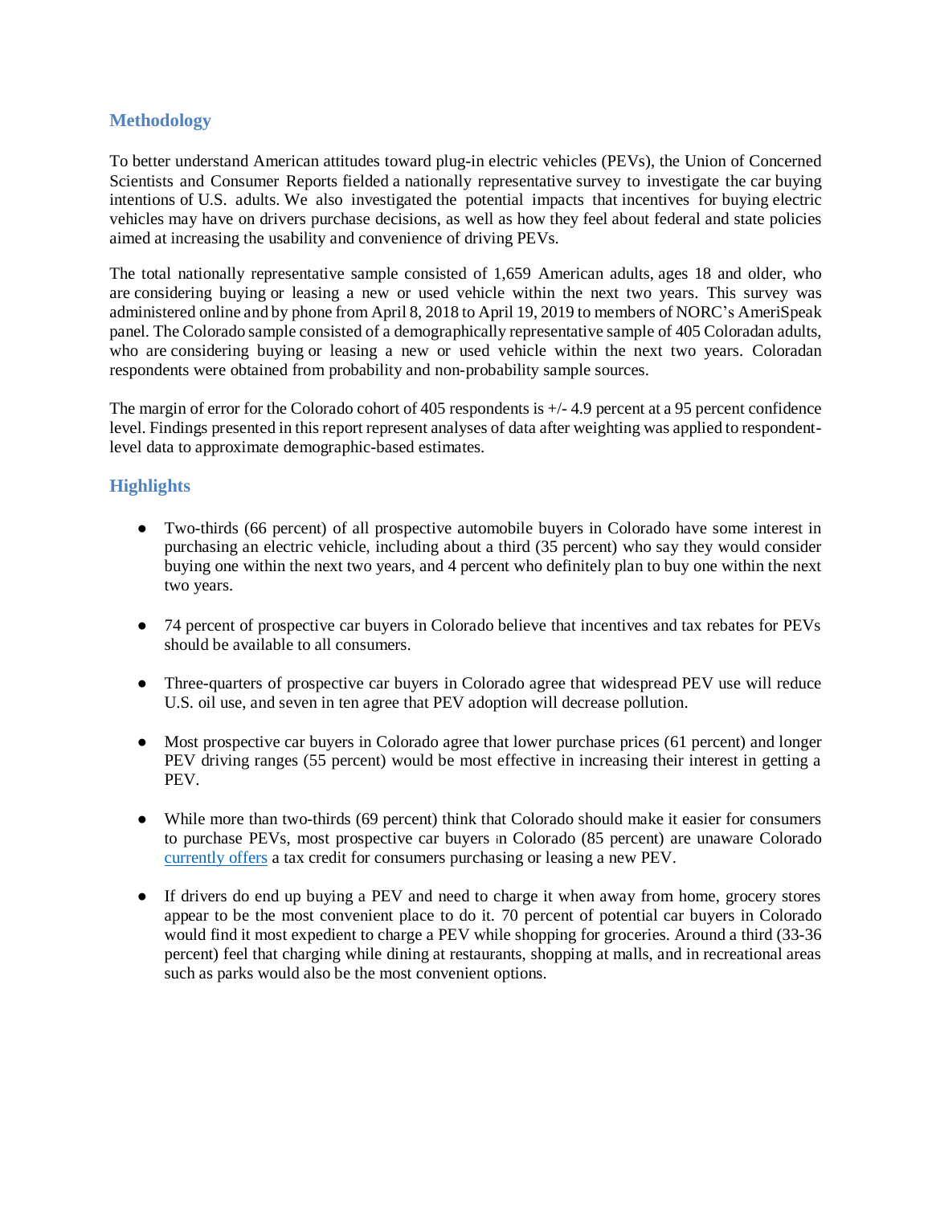## Methodology

To better understand American attitudes toward plug-in electric vehicles (PEVs), the Union of Concerned Scientists and Consumer Reports fielded a nationally representative survey to investigate the car buying intentions of U.S. adults. We also investigated the potential impacts that incentives for buying electric vehicles may have on drivers purchase decisions, as well as how they feel about federal and state policies aimed at increasing the usability and convenience of driving PEVs.

The total nationally representative sample consisted of 1,659 American adults, ages 18 and older, who are considering buying or leasing a new or used vehicle within the next two years. This survey was administered online and by phone from April 8, 2018 to April 19, 2019 to members of NORC's AmeriSpeak panel. The Colorado sample consisted of a demographically representative sample of 405 Coloradan adults, who are considering buying or leasing a new or used vehicle within the next two years. Coloradan respondents were obtained from probability and non-probability sample sources.

The margin of error for the Colorado cohort of 405 respondents is +/- 4.9 percent at a 95 percent confidence level. Findings presented in this report represent analyses of data after weighting was applied to respondent-level data to approximate demographic-based estimates.

## Highlights

- Two-thirds (66 percent) of all prospective automobile buyers in Colorado have some interest in purchasing an electric vehicle, including about a third (35 percent) who say they would consider buying one within the next two years, and 4 percent who definitely plan to buy one within the next two years.
- 74 percent of prospective car buyers in Colorado believe that incentives and tax rebates for PEVs should be available to all consumers.
- Three-quarters of prospective car buyers in Colorado agree that widespread PEV use will reduce U.S. oil use, and seven in ten agree that PEV adoption will decrease pollution.
- Most prospective car buyers in Colorado agree that lower purchase prices (61 percent) and longer PEV driving ranges (55 percent) would be most effective in increasing their interest in getting a PEV.
- While more than two-thirds (69 percent) think that Colorado should make it easier for consumers to purchase PEVs, most prospective car buyers in Colorado (85 percent) are unaware Colorado currently offers a tax credit for consumers purchasing or leasing a new PEV.
- If drivers do end up buying a PEV and need to charge it when away from home, grocery stores appear to be the most convenient place to do it. 70 percent of potential car buyers in Colorado would find it most expedient to charge a PEV while shopping for groceries. Around a third (33-36 percent) feel that charging while dining at restaurants, shopping at malls, and in recreational areas such as parks would also be the most convenient options.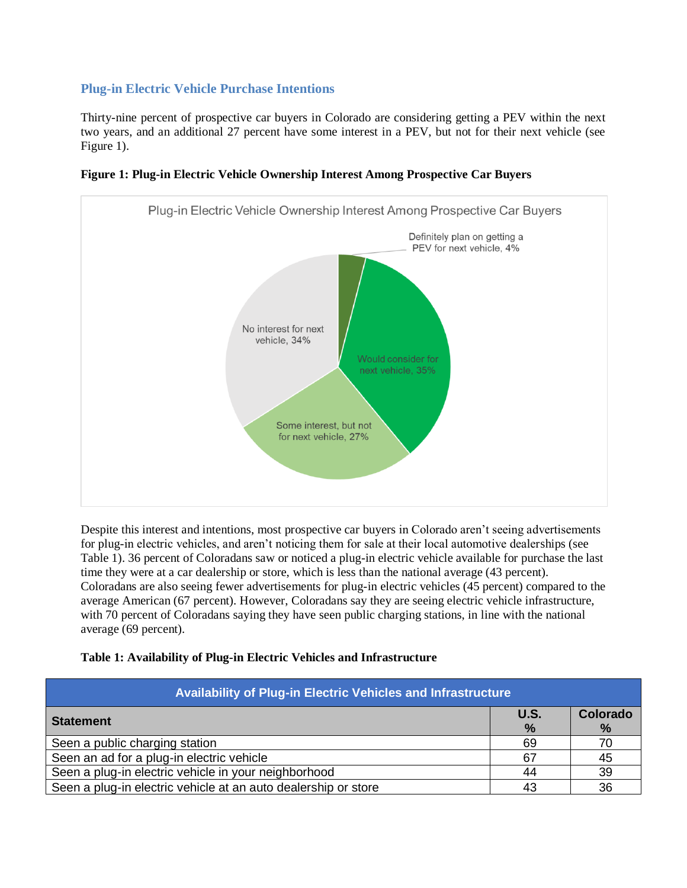## Plug-in Electric Vehicle Purchase Intentions

Thirty-nine percent of prospective car buyers in Colorado are considering getting a PEV within the next two years, and an additional 27 percent have some interest in a PEV, but not for their next vehicle (see Figure 1).

**Figure 1: Plug-in Electric Vehicle Ownership Interest Among Prospective Car Buyers**

Plug-in Electric Vehicle Ownership Interest Among Prospective Car Buyers

- Definitely plan on getting a PEV for next vehicle, 4%
- Would consider for next vehicle, 35%
- Some interest, but not for next vehicle, 27%
- No interest for next vehicle, 34%

Despite this interest and intentions, most prospective car buyers in Colorado aren't seeing advertisements for plug-in electric vehicles, and aren't noticing them for sale at their local automotive dealerships (see Table 1). 36 percent of Coloradans saw or noticed a plug-in electric vehicle available for purchase the last time they were at a car dealership or store, which is less than the national average (43 percent). Coloradans are also seeing fewer advertisements for plug-in electric vehicles (45 percent) compared to the average American (67 percent). However, Coloradans say they are seeing electric vehicle infrastructure, with 70 percent of Coloradans saying they have seen public charging stations, in line with the national average (69 percent).

**Table 1: Availability of Plug-in Electric Vehicles and Infrastructure**

| Availability of Plug-in Electric Vehicles and Infrastructure | | |
|---|---|---|
| **Statement** | **U.S. %** | **Colorado %** |
| Seen a public charging station | 69 | 70 |
| Seen an ad for a plug-in electric vehicle | 67 | 45 |
| Seen a plug-in electric vehicle in your neighborhood | 44 | 39 |
| Seen a plug-in electric vehicle at an auto dealership or store | 43 | 36 |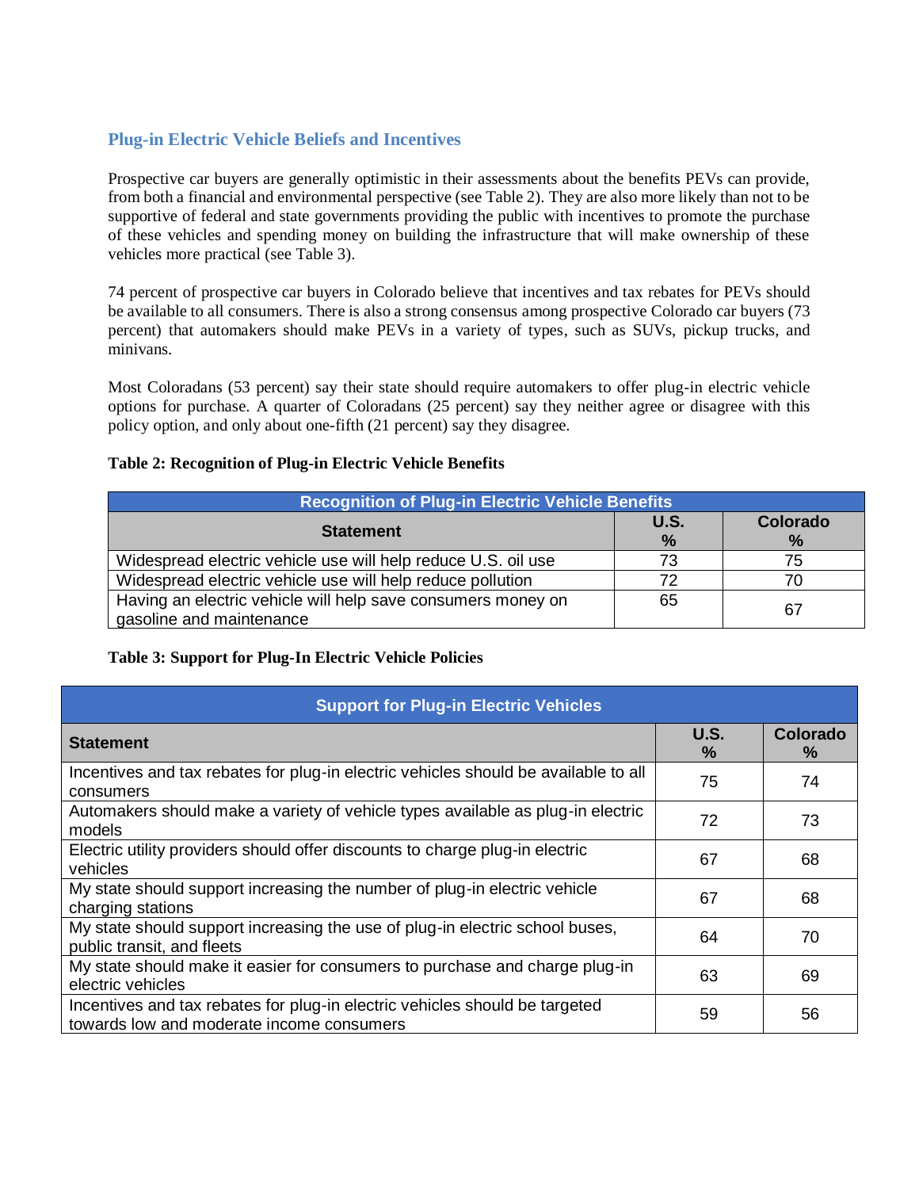## Plug-in Electric Vehicle Beliefs and Incentives

Prospective car buyers are generally optimistic in their assessments about the benefits PEVs can provide, from both a financial and environmental perspective (see Table 2). They are also more likely than not to be supportive of federal and state governments providing the public with incentives to promote the purchase of these vehicles and spending money on building the infrastructure that will make ownership of these vehicles more practical (see Table 3).

74 percent of prospective car buyers in Colorado believe that incentives and tax rebates for PEVs should be available to all consumers. There is also a strong consensus among prospective Colorado car buyers (73 percent) that automakers should make PEVs in a variety of types, such as SUVs, pickup trucks, and minivans.

Most Coloradans (53 percent) say their state should require automakers to offer plug-in electric vehicle options for purchase. A quarter of Coloradans (25 percent) say they neither agree or disagree with this policy option, and only about one-fifth (21 percent) say they disagree.

**Table 2: Recognition of Plug-in Electric Vehicle Benefits**

| Recognition of Plug-in Electric Vehicle Benefits | | |
|---|---|---|
| **Statement** | **U.S. %** | **Colorado %** |
| Widespread electric vehicle use will help reduce U.S. oil use | 73 | 75 |
| Widespread electric vehicle use will help reduce pollution | 72 | 70 |
| Having an electric vehicle will help save consumers money on gasoline and maintenance | 65 | 67 |

**Table 3: Support for Plug-In Electric Vehicle Policies**

| Support for Plug-in Electric Vehicles | | |
|---|---|---|
| **Statement** | **U.S. %** | **Colorado %** |
| Incentives and tax rebates for plug-in electric vehicles should be available to all consumers | 75 | 74 |
| Automakers should make a variety of vehicle types available as plug-in electric models | 72 | 73 |
| Electric utility providers should offer discounts to charge plug-in electric vehicles | 67 | 68 |
| My state should support increasing the number of plug-in electric vehicle charging stations | 67 | 68 |
| My state should support increasing the use of plug-in electric school buses, public transit, and fleets | 64 | 70 |
| My state should make it easier for consumers to purchase and charge plug-in electric vehicles | 63 | 69 |
| Incentives and tax rebates for plug-in electric vehicles should be targeted towards low and moderate income consumers | 59 | 56 |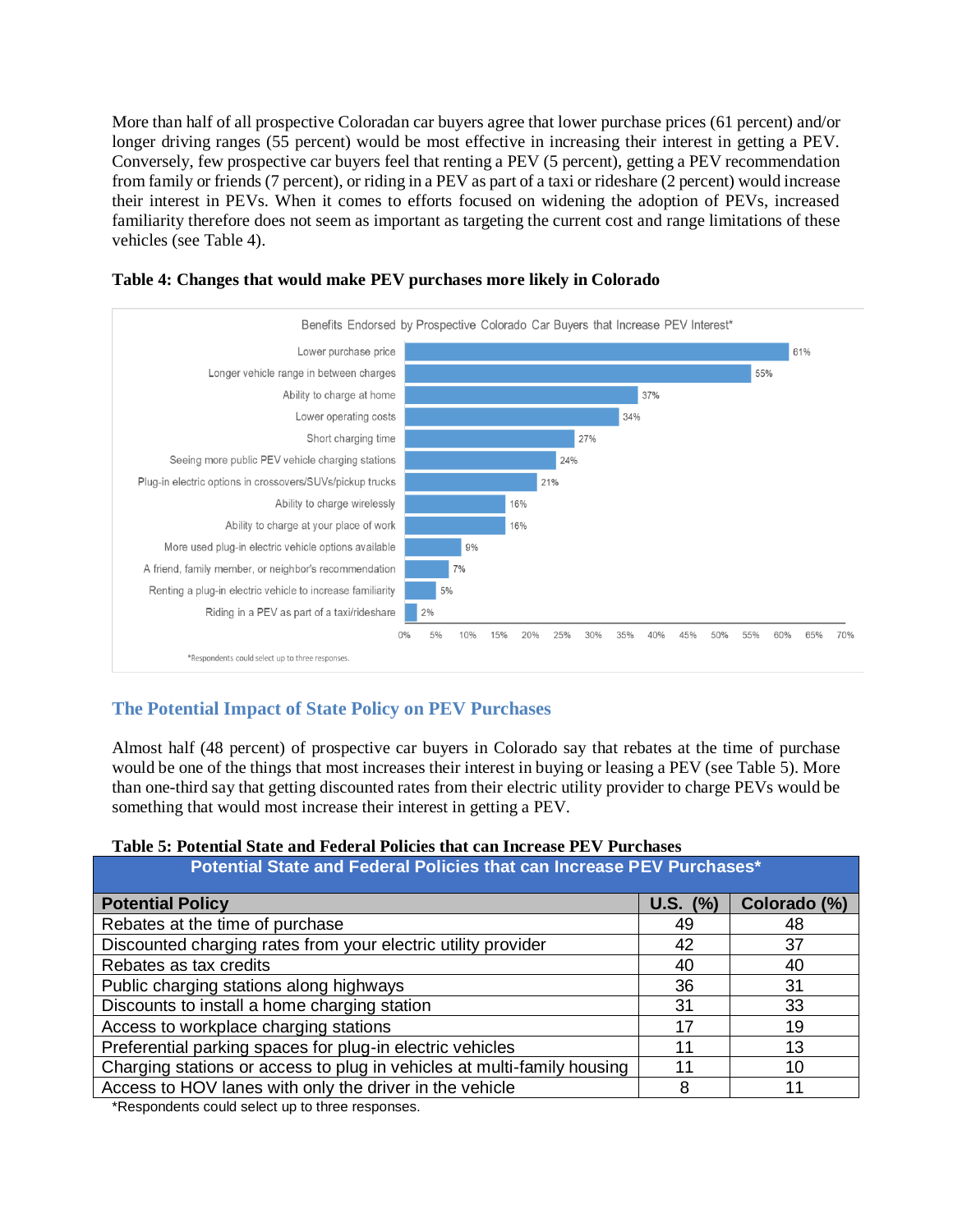More than half of all prospective Coloradan car buyers agree that lower purchase prices (61 percent) and/or longer driving ranges (55 percent) would be most effective in increasing their interest in getting a PEV. Conversely, few prospective car buyers feel that renting a PEV (5 percent), getting a PEV recommendation from family or friends (7 percent), or riding in a PEV as part of a taxi or rideshare (2 percent) would increase their interest in PEVs. When it comes to efforts focused on widening the adoption of PEVs, increased familiarity therefore does not seem as important as targeting the current cost and range limitations of these vehicles (see Table 4).

**Table 4: Changes that would make PEV purchases more likely in Colorado**

Benefits Endorsed by Prospective Colorado Car Buyers that Increase PEV Interest*

| Benefit | Percent |
|---|---|
| Lower purchase price | 61% |
| Longer vehicle range in between charges | 55% |
| Ability to charge at home | 37% |
| Lower operating costs | 34% |
| Short charging time | 27% |
| Seeing more public PEV vehicle charging stations | 24% |
| Plug-in electric options in crossovers/SUVs/pickup trucks | 21% |
| Ability to charge wirelessly | 16% |
| Ability to charge at your place of work | 16% |
| More used plug-in electric vehicle options available | 9% |
| A friend, family member, or neighbor's recommendation | 7% |
| Renting a plug-in electric vehicle to increase familiarity | 5% |
| Riding in a PEV as part of a taxi/rideshare | 2% |

*Respondents could select up to three responses.

## The Potential Impact of State Policy on PEV Purchases

Almost half (48 percent) of prospective car buyers in Colorado say that rebates at the time of purchase would be one of the things that most increases their interest in buying or leasing a PEV (see Table 5). More than one-third say that getting discounted rates from their electric utility provider to charge PEVs would be something that would most increase their interest in getting a PEV.

**Table 5: Potential State and Federal Policies that can Increase PEV Purchases**

| Potential State and Federal Policies that can Increase PEV Purchases* | | |
|---|---|---|
| **Potential Policy** | **U.S. (%)** | **Colorado (%)** |
| Rebates at the time of purchase | 49 | 48 |
| Discounted charging rates from your electric utility provider | 42 | 37 |
| Rebates as tax credits | 40 | 40 |
| Public charging stations along highways | 36 | 31 |
| Discounts to install a home charging station | 31 | 33 |
| Access to workplace charging stations | 17 | 19 |
| Preferential parking spaces for plug-in electric vehicles | 11 | 13 |
| Charging stations or access to plug in vehicles at multi-family housing | 11 | 10 |
| Access to HOV lanes with only the driver in the vehicle | 8 | 11 |

*Respondents could select up to three responses.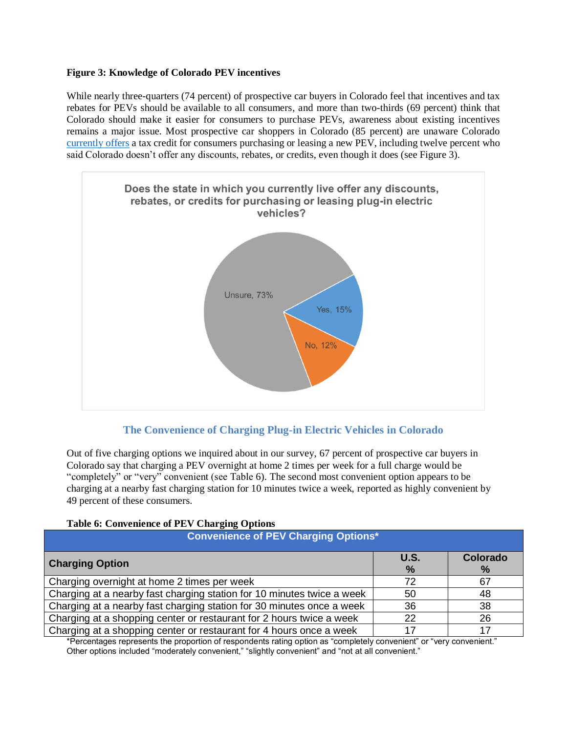**Figure 3: Knowledge of Colorado PEV incentives**

While nearly three-quarters (74 percent) of prospective car buyers in Colorado feel that incentives and tax rebates for PEVs should be available to all consumers, and more than two-thirds (69 percent) think that Colorado should make it easier for consumers to purchase PEVs, awareness about existing incentives remains a major issue. Most prospective car shoppers in Colorado (85 percent) are unaware Colorado currently offers a tax credit for consumers purchasing or leasing a new PEV, including twelve percent who said Colorado doesn't offer any discounts, rebates, or credits, even though it does (see Figure 3).

Does the state in which you currently live offer any discounts, rebates, or credits for purchasing or leasing plug-in electric vehicles?

Unsure, 73%
Yes, 15%
No, 12%

## The Convenience of Charging Plug-in Electric Vehicles in Colorado

Out of five charging options we inquired about in our survey, 67 percent of prospective car buyers in Colorado say that charging a PEV overnight at home 2 times per week for a full charge would be "completely" or "very" convenient (see Table 6). The second most convenient option appears to be charging at a nearby fast charging station for 10 minutes twice a week, reported as highly convenient by 49 percent of these consumers.

**Table 6: Convenience of PEV Charging Options**

| Convenience of PEV Charging Options* | | |
|---|---|---|
| **Charging Option** | **U.S. %** | **Colorado %** |
| Charging overnight at home 2 times per week | 72 | 67 |
| Charging at a nearby fast charging station for 10 minutes twice a week | 50 | 48 |
| Charging at a nearby fast charging station for 30 minutes once a week | 36 | 38 |
| Charging at a shopping center or restaurant for 2 hours twice a week | 22 | 26 |
| Charging at a shopping center or restaurant for 4 hours once a week | 17 | 17 |

*Percentages represents the proportion of respondents rating option as "completely convenient" or "very convenient." Other options included "moderately convenient," "slightly convenient" and "not at all convenient."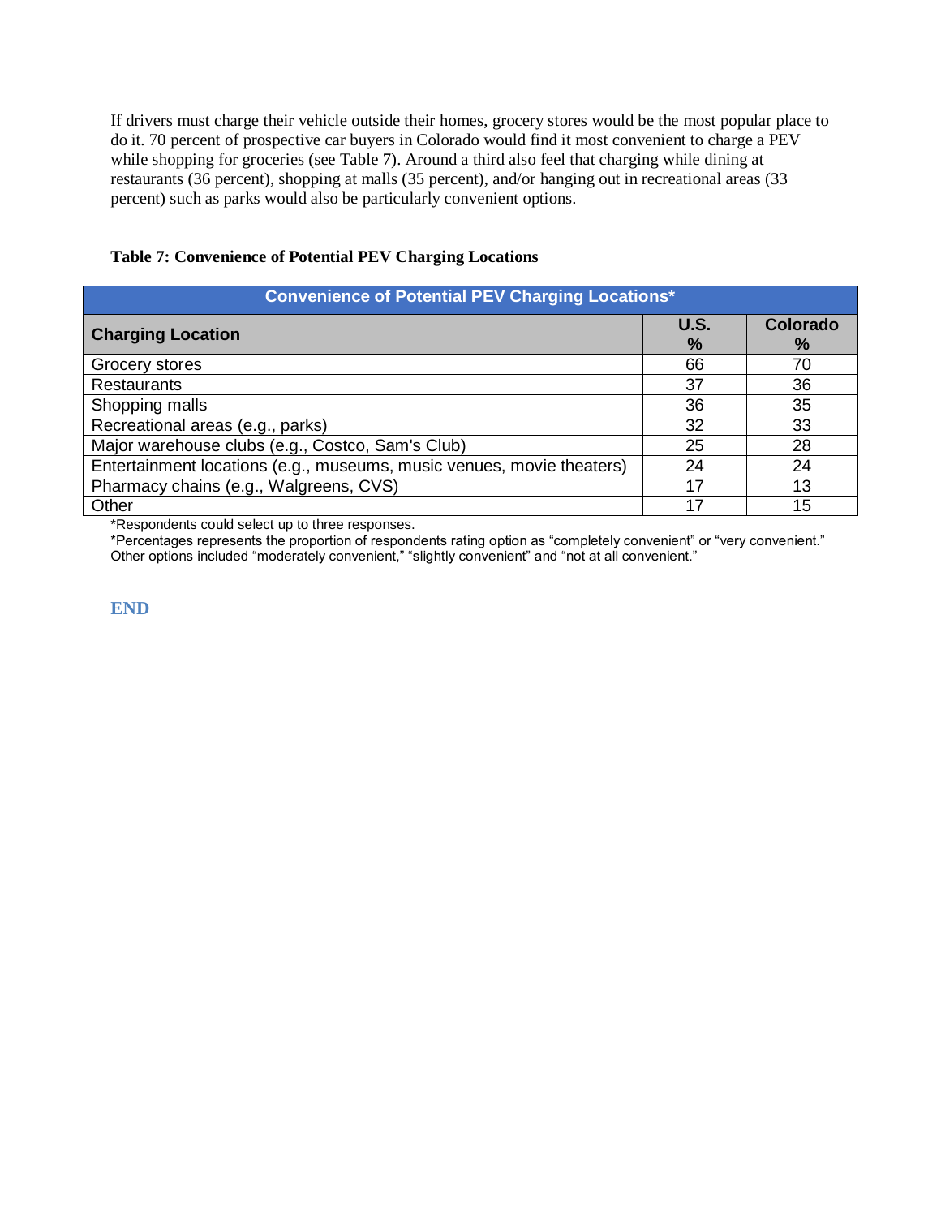If drivers must charge their vehicle outside their homes, grocery stores would be the most popular place to do it. 70 percent of prospective car buyers in Colorado would find it most convenient to charge a PEV while shopping for groceries (see Table 7). Around a third also feel that charging while dining at restaurants (36 percent), shopping at malls (35 percent), and/or hanging out in recreational areas (33 percent) such as parks would also be particularly convenient options.

**Table 7: Convenience of Potential PEV Charging Locations**

| Convenience of Potential PEV Charging Locations* | | |
|---|---|---|
| **Charging Location** | **U.S. %** | **Colorado %** |
| Grocery stores | 66 | 70 |
| Restaurants | 37 | 36 |
| Shopping malls | 36 | 35 |
| Recreational areas (e.g., parks) | 32 | 33 |
| Major warehouse clubs (e.g., Costco, Sam's Club) | 25 | 28 |
| Entertainment locations (e.g., museums, music venues, movie theaters) | 24 | 24 |
| Pharmacy chains (e.g., Walgreens, CVS) | 17 | 13 |
| Other | 17 | 15 |

*Respondents could select up to three responses.

*Percentages represents the proportion of respondents rating option as "completely convenient" or "very convenient." Other options included "moderately convenient," "slightly convenient" and "not at all convenient."

**END**